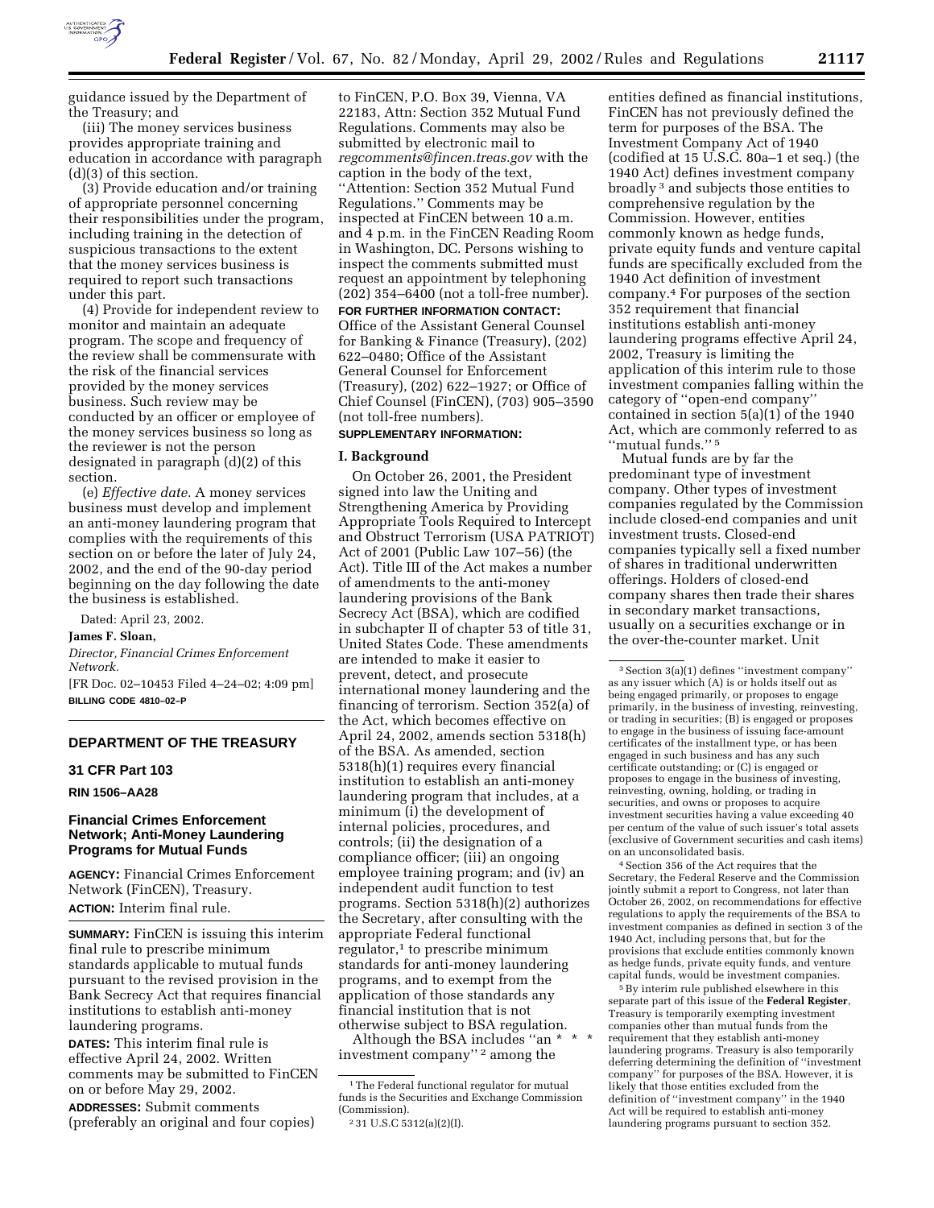guidance issued by the Department of the Treasury; and

(iii) The money services business provides appropriate training and education in accordance with paragraph (d)(3) of this section.

(3) Provide education and/or training of appropriate personnel concerning their responsibilities under the program, including training in the detection of suspicious transactions to the extent that the money services business is required to report such transactions under this part.

(4) Provide for independent review to monitor and maintain an adequate program. The scope and frequency of the review shall be commensurate with the risk of the financial services provided by the money services business. Such review may be conducted by an officer or employee of the money services business so long as the reviewer is not the person designated in paragraph (d)(2) of this section.

(e) *Effective date.* A money services business must develop and implement an anti-money laundering program that complies with the requirements of this section on or before the later of July 24, 2002, and the end of the 90-day period beginning on the day following the date the business is established.

Dated: April 23, 2002.

**James F. Sloan,**

*Director, Financial Crimes Enforcement Network.*

[FR Doc. 02–10453 Filed 4–24–02; 4:09 pm]

**BILLING CODE 4810–02–P**

---

## DEPARTMENT OF THE TREASURY

### 31 CFR Part 103

**RIN 1506–AA28**

### Financial Crimes Enforcement Network; Anti-Money Laundering Programs for Mutual Funds

**AGENCY:** Financial Crimes Enforcement Network (FinCEN), Treasury.

**ACTION:** Interim final rule.

**SUMMARY:** FinCEN is issuing this interim final rule to prescribe minimum standards applicable to mutual funds pursuant to the revised provision in the Bank Secrecy Act that requires financial institutions to establish anti-money laundering programs.

**DATES:** This interim final rule is effective April 24, 2002. Written comments may be submitted to FinCEN on or before May 29, 2002.

**ADDRESSES:** Submit comments (preferably an original and four copies) to FinCEN, P.O. Box 39, Vienna, VA 22183, Attn: Section 352 Mutual Fund Regulations. Comments may also be submitted by electronic mail to *regcomments@fincen.treas.gov* with the caption in the body of the text, "Attention: Section 352 Mutual Fund Regulations." Comments may be inspected at FinCEN between 10 a.m. and 4 p.m. in the FinCEN Reading Room in Washington, DC. Persons wishing to inspect the comments submitted must request an appointment by telephoning (202) 354–6400 (not a toll-free number).

**FOR FURTHER INFORMATION CONTACT:** Office of the Assistant General Counsel for Banking & Finance (Treasury), (202) 622–0480; Office of the Assistant General Counsel for Enforcement (Treasury), (202) 622–1927; or Office of Chief Counsel (FinCEN), (703) 905–3590 (not toll-free numbers).

**SUPPLEMENTARY INFORMATION:**

#### I. Background

On October 26, 2001, the President signed into law the Uniting and Strengthening America by Providing Appropriate Tools Required to Intercept and Obstruct Terrorism (USA PATRIOT) Act of 2001 (Public Law 107–56) (the Act). Title III of the Act makes a number of amendments to the anti-money laundering provisions of the Bank Secrecy Act (BSA), which are codified in subchapter II of chapter 53 of title 31, United States Code. These amendments are intended to make it easier to prevent, detect, and prosecute international money laundering and the financing of terrorism. Section 352(a) of the Act, which becomes effective on April 24, 2002, amends section 5318(h) of the BSA. As amended, section 5318(h)(1) requires every financial institution to establish an anti-money laundering program that includes, at a minimum (i) the development of internal policies, procedures, and controls; (ii) the designation of a compliance officer; (iii) an ongoing employee training program; and (iv) an independent audit function to test programs. Section 5318(h)(2) authorizes the Secretary, after consulting with the appropriate Federal functional regulator,[1] to prescribe minimum standards for anti-money laundering programs, and to exempt from the application of those standards any financial institution that is not otherwise subject to BSA regulation.

Although the BSA includes "an * * * investment company" [2] among the entities defined as financial institutions, FinCEN has not previously defined the term for purposes of the BSA. The Investment Company Act of 1940 (codified at 15 U.S.C. 80a–1 et seq.) (the 1940 Act) defines investment company broadly [3] and subjects those entities to comprehensive regulation by the Commission. However, entities commonly known as hedge funds, private equity funds and venture capital funds are specifically excluded from the 1940 Act definition of investment company.[4] For purposes of the section 352 requirement that financial institutions establish anti-money laundering programs effective April 24, 2002, Treasury is limiting the application of this interim rule to those investment companies falling within the category of "open-end company" contained in section 5(a)(1) of the 1940 Act, which are commonly referred to as "mutual funds." [5]

Mutual funds are by far the predominant type of investment company. Other types of investment companies regulated by the Commission include closed-end companies and unit investment trusts. Closed-end companies typically sell a fixed number of shares in traditional underwritten offerings. Holders of closed-end company shares then trade their shares in secondary market transactions, usually on a securities exchange or in the over-the-counter market. Unit

---

[1] The Federal functional regulator for mutual funds is the Securities and Exchange Commission (Commission).

[2] 31 U.S.C 5312(a)(2)(I).

[3] Section 3(a)(1) defines "investment company" as any issuer which (A) is or holds itself out as being engaged primarily, or proposes to engage primarily, in the business of investing, reinvesting, or trading in securities; (B) is engaged or proposes to engage in the business of issuing face-amount certificates of the installment type, or has been engaged in such business and has any such certificate outstanding; or (C) is engaged or proposes to engage in the business of investing, reinvesting, owning, holding, or trading in securities, and owns or proposes to acquire investment securities having a value exceeding 40 per centum of the value of such issuer's total assets (exclusive of Government securities and cash items) on an unconsolidated basis.

[4] Section 356 of the Act requires that the Secretary, the Federal Reserve and the Commission jointly submit a report to Congress, not later than October 26, 2002, on recommendations for effective regulations to apply the requirements of the BSA to investment companies as defined in section 3 of the 1940 Act, including persons that, but for the provisions that exclude entities commonly known as hedge funds, private equity funds, and venture capital funds, would be investment companies.

[5] By interim rule published elsewhere in this separate part of this issue of the **Federal Register**, Treasury is temporarily exempting investment companies other than mutual funds from the requirement that they establish anti-money laundering programs. Treasury is also temporarily deferring determining the definition of "investment company" for purposes of the BSA. However, it is likely that those entities excluded from the definition of "investment company" in the 1940 Act will be required to establish anti-money laundering programs pursuant to section 352.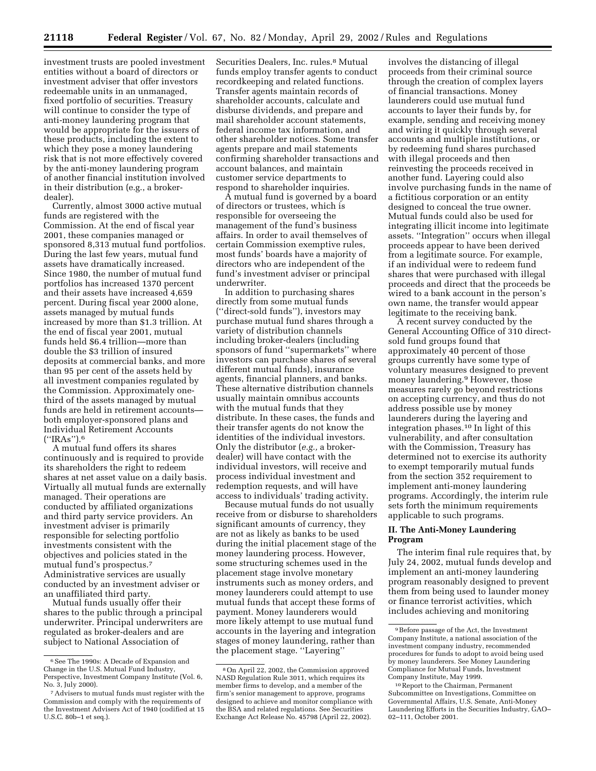investment trusts are pooled investment entities without a board of directors or investment adviser that offer investors redeemable units in an unmanaged, fixed portfolio of securities. Treasury will continue to consider the type of anti-money laundering program that would be appropriate for the issuers of these products, including the extent to which they pose a money laundering risk that is not more effectively covered by the anti-money laundering program of another financial institution involved in their distribution (e.g., a broker-dealer).

Currently, almost 3000 active mutual funds are registered with the Commission. At the end of fiscal year 2001, these companies managed or sponsored 8,313 mutual fund portfolios. During the last few years, mutual fund assets have dramatically increased. Since 1980, the number of mutual fund portfolios has increased 1370 percent and their assets have increased 4,659 percent. During fiscal year 2000 alone, assets managed by mutual funds increased by more than $1.3 trillion. At the end of fiscal year 2001, mutual funds held $6.4 trillion—more than double the $3 trillion of insured deposits at commercial banks, and more than 95 per cent of the assets held by all investment companies regulated by the Commission. Approximately one-third of the assets managed by mutual funds are held in retirement accounts—both employer-sponsored plans and Individual Retirement Accounts (''IRAs'').[6]

A mutual fund offers its shares continuously and is required to provide its shareholders the right to redeem shares at net asset value on a daily basis. Virtually all mutual funds are externally managed. Their operations are conducted by affiliated organizations and third party service providers. An investment adviser is primarily responsible for selecting portfolio investments consistent with the objectives and policies stated in the mutual fund's prospectus.[7] Administrative services are usually conducted by an investment adviser or an unaffiliated third party.

Mutual funds usually offer their shares to the public through a principal underwriter. Principal underwriters are regulated as broker-dealers and are subject to National Association of Securities Dealers, Inc. rules.[8] Mutual funds employ transfer agents to conduct recordkeeping and related functions. Transfer agents maintain records of shareholder accounts, calculate and disburse dividends, and prepare and mail shareholder account statements, federal income tax information, and other shareholder notices. Some transfer agents prepare and mail statements confirming shareholder transactions and account balances, and maintain customer service departments to respond to shareholder inquiries.

A mutual fund is governed by a board of directors or trustees, which is responsible for overseeing the management of the fund's business affairs. In order to avail themselves of certain Commission exemptive rules, most funds' boards have a majority of directors who are independent of the fund's investment adviser or principal underwriter.

In addition to purchasing shares directly from some mutual funds (''direct-sold funds''), investors may purchase mutual fund shares through a variety of distribution channels including broker-dealers (including sponsors of fund ''supermarkets'' where investors can purchase shares of several different mutual funds), insurance agents, financial planners, and banks. These alternative distribution channels usually maintain omnibus accounts with the mutual funds that they distribute. In these cases, the funds and their transfer agents do not know the identities of the individual investors. Only the distributor (*e.g.,* a broker-dealer) will have contact with the individual investors, will receive and process individual investment and redemption requests, and will have access to individuals' trading activity.

Because mutual funds do not usually receive from or disburse to shareholders significant amounts of currency, they are not as likely as banks to be used during the initial placement stage of the money laundering process. However, some structuring schemes used in the placement stage involve monetary instruments such as money orders, and money launderers could attempt to use mutual funds that accept these forms of payment. Money launderers would more likely attempt to use mutual fund accounts in the layering and integration stages of money laundering, rather than the placement stage. ''Layering'' involves the distancing of illegal proceeds from their criminal source through the creation of complex layers of financial transactions. Money launderers could use mutual fund accounts to layer their funds by, for example, sending and receiving money and wiring it quickly through several accounts and multiple institutions, or by redeeming fund shares purchased with illegal proceeds and then reinvesting the proceeds received in another fund. Layering could also involve purchasing funds in the name of a fictitious corporation or an entity designed to conceal the true owner. Mutual funds could also be used for integrating illicit income into legitimate assets. ''Integration'' occurs when illegal proceeds appear to have been derived from a legitimate source. For example, if an individual were to redeem fund shares that were purchased with illegal proceeds and direct that the proceeds be wired to a bank account in the person's own name, the transfer would appear legitimate to the receiving bank.

A recent survey conducted by the General Accounting Office of 310 direct-sold fund groups found that approximately 40 percent of those groups currently have some type of voluntary measures designed to prevent money laundering.[9] However, those measures rarely go beyond restrictions on accepting currency, and thus do not address possible use by money launderers during the layering and integration phases.[10] In light of this vulnerability, and after consultation with the Commission, Treasury has determined not to exercise its authority to exempt temporarily mutual funds from the section 352 requirement to implement anti-money laundering programs. Accordingly, the interim rule sets forth the minimum requirements applicable to such programs.

## II. The Anti-Money Laundering Program

The interim final rule requires that, by July 24, 2002, mutual funds develop and implement an anti-money laundering program reasonably designed to prevent them from being used to launder money or finance terrorist activities, which includes achieving and monitoring

---

[6] See The 1990s: A Decade of Expansion and Change in the U.S. Mutual Fund Industry, Perspective, Investment Company Institute (Vol. 6, No. 3, July 2000).

[7] Advisers to mutual funds must register with the Commission and comply with the requirements of the Investment Advisers Act of 1940 (codified at 15 U.S.C. 80b–1 et seq.).

[8] On April 22, 2002, the Commission approved NASD Regulation Rule 3011, which requires its member firms to develop, and a member of the firm's senior management to approve, programs designed to achieve and monitor compliance with the BSA and related regulations. See Securities Exchange Act Release No. 45798 (April 22, 2002).

[9] Before passage of the Act, the Investment Company Institute, a national association of the investment company industry, recommended procedures for funds to adopt to avoid being used by money launderers. See Money Laundering Compliance for Mutual Funds, Investment Company Institute, May 1999.

[10] Report to the Chairman, Permanent Subcommittee on Investigations, Committee on Governmental Affairs, U.S. Senate, Anti-Money Laundering Efforts in the Securities Industry, GAO–02–111, October 2001.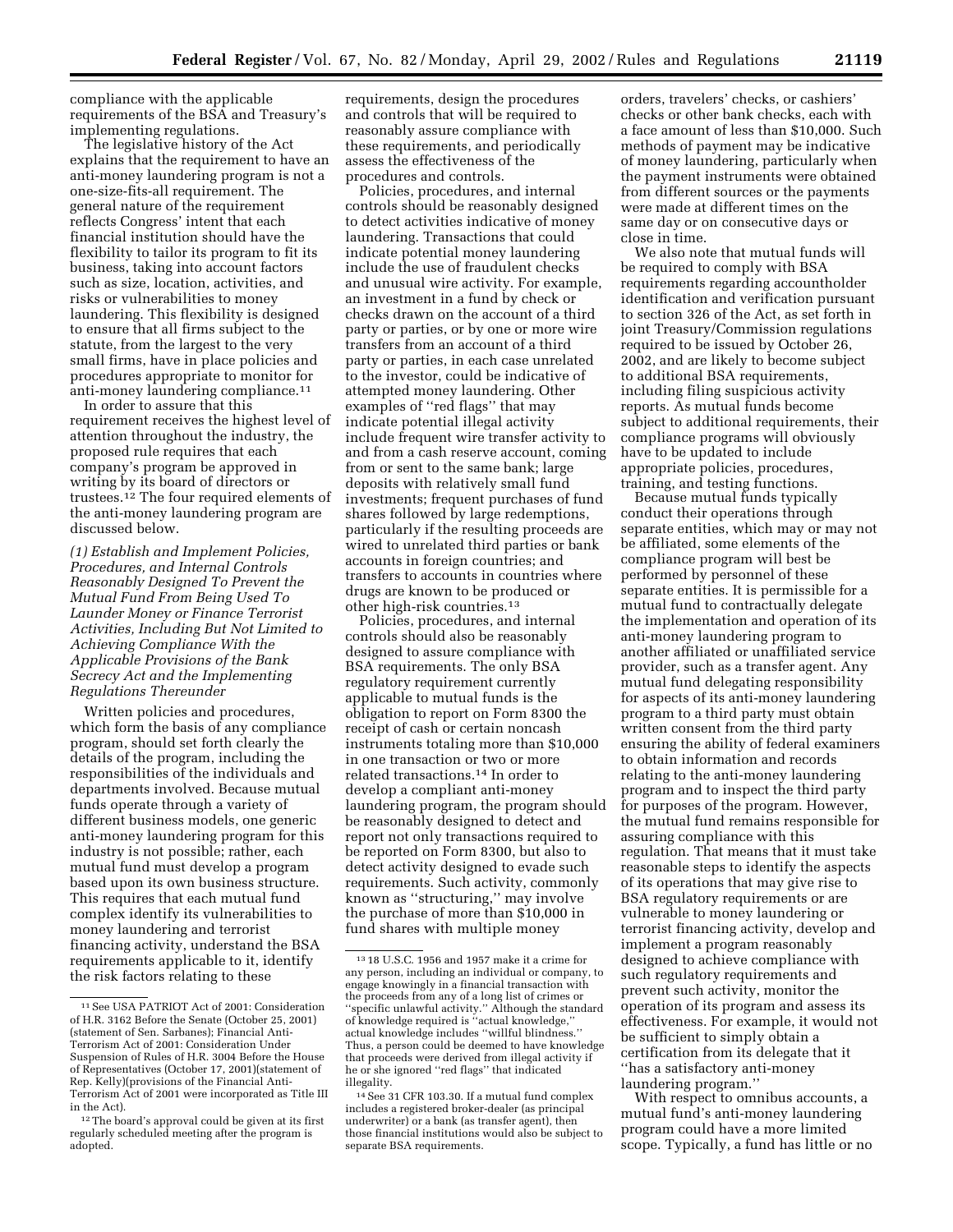compliance with the applicable requirements of the BSA and Treasury's implementing regulations.

The legislative history of the Act explains that the requirement to have an anti-money laundering program is not a one-size-fits-all requirement. The general nature of the requirement reflects Congress' intent that each financial institution should have the flexibility to tailor its program to fit its business, taking into account factors such as size, location, activities, and risks or vulnerabilities to money laundering. This flexibility is designed to ensure that all firms subject to the statute, from the largest to the very small firms, have in place policies and procedures appropriate to monitor for anti-money laundering compliance.[11]

In order to assure that this requirement receives the highest level of attention throughout the industry, the proposed rule requires that each company's program be approved in writing by its board of directors or trustees.[12] The four required elements of the anti-money laundering program are discussed below.

*(1) Establish and Implement Policies, Procedures, and Internal Controls Reasonably Designed To Prevent the Mutual Fund From Being Used To Launder Money or Finance Terrorist Activities, Including But Not Limited to Achieving Compliance With the Applicable Provisions of the Bank Secrecy Act and the Implementing Regulations Thereunder*

Written policies and procedures, which form the basis of any compliance program, should set forth clearly the details of the program, including the responsibilities of the individuals and departments involved. Because mutual funds operate through a variety of different business models, one generic anti-money laundering program for this industry is not possible; rather, each mutual fund must develop a program based upon its own business structure. This requires that each mutual fund complex identify its vulnerabilities to money laundering and terrorist financing activity, understand the BSA requirements applicable to it, identify the risk factors relating to these requirements, design the procedures and controls that will be required to reasonably assure compliance with these requirements, and periodically assess the effectiveness of the procedures and controls.

Policies, procedures, and internal controls should be reasonably designed to detect activities indicative of money laundering. Transactions that could indicate potential money laundering include the use of fraudulent checks and unusual wire activity. For example, an investment in a fund by check or checks drawn on the account of a third party or parties, or by one or more wire transfers from an account of a third party or parties, in each case unrelated to the investor, could be indicative of attempted money laundering. Other examples of "red flags" that may indicate potential illegal activity include frequent wire transfer activity to and from a cash reserve account, coming from or sent to the same bank; large deposits with relatively small fund investments; frequent purchases of fund shares followed by large redemptions, particularly if the resulting proceeds are wired to unrelated third parties or bank accounts in foreign countries; and transfers to accounts in countries where drugs are known to be produced or other high-risk countries.[13]

Policies, procedures, and internal controls should also be reasonably designed to assure compliance with BSA requirements. The only BSA regulatory requirement currently applicable to mutual funds is the obligation to report on Form 8300 the receipt of cash or certain noncash instruments totaling more than $10,000 in one transaction or two or more related transactions.[14] In order to develop a compliant anti-money laundering program, the program should be reasonably designed to detect and report not only transactions required to be reported on Form 8300, but also to detect activity designed to evade such requirements. Such activity, commonly known as "structuring," may involve the purchase of more than $10,000 in fund shares with multiple money orders, travelers' checks, or cashiers' checks or other bank checks, each with a face amount of less than $10,000. Such methods of payment may be indicative of money laundering, particularly when the payment instruments were obtained from different sources or the payments were made at different times on the same day or on consecutive days or close in time.

We also note that mutual funds will be required to comply with BSA requirements regarding accountholder identification and verification pursuant to section 326 of the Act, as set forth in joint Treasury/Commission regulations required to be issued by October 26, 2002, and are likely to become subject to additional BSA requirements, including filing suspicious activity reports. As mutual funds become subject to additional requirements, their compliance programs will obviously have to be updated to include appropriate policies, procedures, training, and testing functions.

Because mutual funds typically conduct their operations through separate entities, which may or may not be affiliated, some elements of the compliance program will best be performed by personnel of these separate entities. It is permissible for a mutual fund to contractually delegate the implementation and operation of its anti-money laundering program to another affiliated or unaffiliated service provider, such as a transfer agent. Any mutual fund delegating responsibility for aspects of its anti-money laundering program to a third party must obtain written consent from the third party ensuring the ability of federal examiners to obtain information and records relating to the anti-money laundering program and to inspect the third party for purposes of the program. However, the mutual fund remains responsible for assuring compliance with this regulation. That means that it must take reasonable steps to identify the aspects of its operations that may give rise to BSA regulatory requirements or are vulnerable to money laundering or terrorist financing activity, develop and implement a program reasonably designed to achieve compliance with such regulatory requirements and prevent such activity, monitor the operation of its program and assess its effectiveness. For example, it would not be sufficient to simply obtain a certification from its delegate that it "has a satisfactory anti-money laundering program."

With respect to omnibus accounts, a mutual fund's anti-money laundering program could have a more limited scope. Typically, a fund has little or no

---

[11] See USA PATRIOT Act of 2001: Consideration of H.R. 3162 Before the Senate (October 25, 2001) (statement of Sen. Sarbanes); Financial Anti-Terrorism Act of 2001: Consideration Under Suspension of Rules of H.R. 3004 Before the House of Representatives (October 17, 2001)(statement of Rep. Kelly)(provisions of the Financial Anti-Terrorism Act of 2001 were incorporated as Title III in the Act).

[12] The board's approval could be given at its first regularly scheduled meeting after the program is adopted.

[13] 18 U.S.C. 1956 and 1957 make it a crime for any person, including an individual or company, to engage knowingly in a financial transaction with the proceeds from any of a long list of crimes or "specific unlawful activity." Although the standard of knowledge required is "actual knowledge," actual knowledge includes "willful blindness." Thus, a person could be deemed to have knowledge that proceeds were derived from illegal activity if he or she ignored "red flags" that indicated illegality.

[14] See 31 CFR 103.30. If a mutual fund complex includes a registered broker-dealer (as principal underwriter) or a bank (as transfer agent), then those financial institutions would also be subject to separate BSA requirements.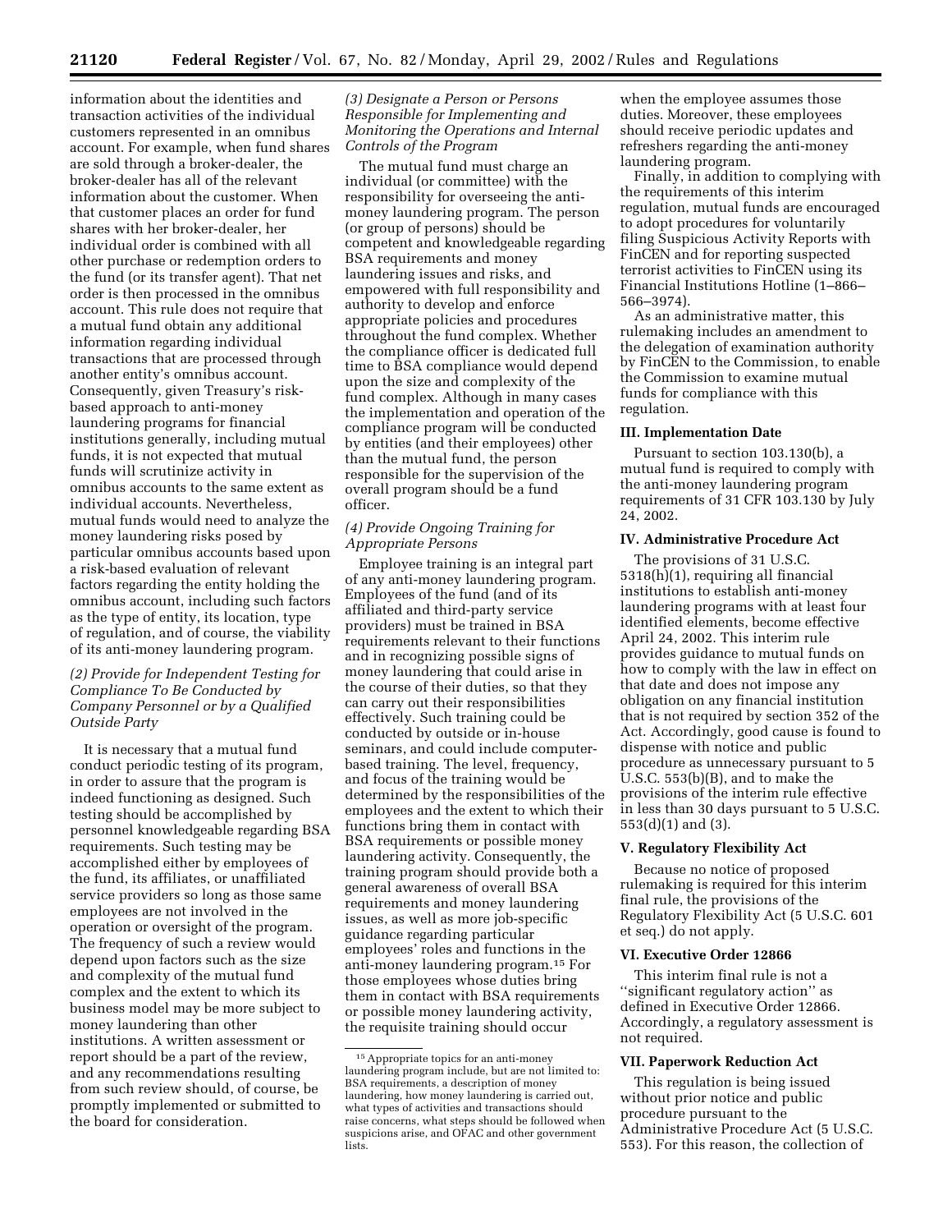information about the identities and transaction activities of the individual customers represented in an omnibus account. For example, when fund shares are sold through a broker-dealer, the broker-dealer has all of the relevant information about the customer. When that customer places an order for fund shares with her broker-dealer, her individual order is combined with all other purchase or redemption orders to the fund (or its transfer agent). That net order is then processed in the omnibus account. This rule does not require that a mutual fund obtain any additional information regarding individual transactions that are processed through another entity's omnibus account. Consequently, given Treasury's risk-based approach to anti-money laundering programs for financial institutions generally, including mutual funds, it is not expected that mutual funds will scrutinize activity in omnibus accounts to the same extent as individual accounts. Nevertheless, mutual funds would need to analyze the money laundering risks posed by particular omnibus accounts based upon a risk-based evaluation of relevant factors regarding the entity holding the omnibus account, including such factors as the type of entity, its location, type of regulation, and of course, the viability of its anti-money laundering program.

*(2) Provide for Independent Testing for Compliance To Be Conducted by Company Personnel or by a Qualified Outside Party*

It is necessary that a mutual fund conduct periodic testing of its program, in order to assure that the program is indeed functioning as designed. Such testing should be accomplished by personnel knowledgeable regarding BSA requirements. Such testing may be accomplished either by employees of the fund, its affiliates, or unaffiliated service providers so long as those same employees are not involved in the operation or oversight of the program. The frequency of such a review would depend upon factors such as the size and complexity of the mutual fund complex and the extent to which its business model may be more subject to money laundering than other institutions. A written assessment or report should be a part of the review, and any recommendations resulting from such review should, of course, be promptly implemented or submitted to the board for consideration.

*(3) Designate a Person or Persons Responsible for Implementing and Monitoring the Operations and Internal Controls of the Program*

The mutual fund must charge an individual (or committee) with the responsibility for overseeing the anti-money laundering program. The person (or group of persons) should be competent and knowledgeable regarding BSA requirements and money laundering issues and risks, and empowered with full responsibility and authority to develop and enforce appropriate policies and procedures throughout the fund complex. Whether the compliance officer is dedicated full time to BSA compliance would depend upon the size and complexity of the fund complex. Although in many cases the implementation and operation of the compliance program will be conducted by entities (and their employees) other than the mutual fund, the person responsible for the supervision of the overall program should be a fund officer.

*(4) Provide Ongoing Training for Appropriate Persons*

Employee training is an integral part of any anti-money laundering program. Employees of the fund (and of its affiliated and third-party service providers) must be trained in BSA requirements relevant to their functions and in recognizing possible signs of money laundering that could arise in the course of their duties, so that they can carry out their responsibilities effectively. Such training could be conducted by outside or in-house seminars, and could include computer-based training. The level, frequency, and focus of the training would be determined by the responsibilities of the employees and the extent to which their functions bring them in contact with BSA requirements or possible money laundering activity. Consequently, the training program should provide both a general awareness of overall BSA requirements and money laundering issues, as well as more job-specific guidance regarding particular employees' roles and functions in the anti-money laundering program.[15] For those employees whose duties bring them in contact with BSA requirements or possible money laundering activity, the requisite training should occur when the employee assumes those duties. Moreover, these employees should receive periodic updates and refreshers regarding the anti-money laundering program.

Finally, in addition to complying with the requirements of this interim regulation, mutual funds are encouraged to adopt procedures for voluntarily filing Suspicious Activity Reports with FinCEN and for reporting suspected terrorist activities to FinCEN using its Financial Institutions Hotline (1–866–566–3974).

As an administrative matter, this rulemaking includes an amendment to the delegation of examination authority by FinCEN to the Commission, to enable the Commission to examine mutual funds for compliance with this regulation.

### III. Implementation Date

Pursuant to section 103.130(b), a mutual fund is required to comply with the anti-money laundering program requirements of 31 CFR 103.130 by July 24, 2002.

### IV. Administrative Procedure Act

The provisions of 31 U.S.C. 5318(h)(1), requiring all financial institutions to establish anti-money laundering programs with at least four identified elements, become effective April 24, 2002. This interim rule provides guidance to mutual funds on how to comply with the law in effect on that date and does not impose any obligation on any financial institution that is not required by section 352 of the Act. Accordingly, good cause is found to dispense with notice and public procedure as unnecessary pursuant to 5 U.S.C. 553(b)(B), and to make the provisions of the interim rule effective in less than 30 days pursuant to 5 U.S.C. 553(d)(1) and (3).

### V. Regulatory Flexibility Act

Because no notice of proposed rulemaking is required for this interim final rule, the provisions of the Regulatory Flexibility Act (5 U.S.C. 601 et seq.) do not apply.

### VI. Executive Order 12866

This interim final rule is not a ''significant regulatory action'' as defined in Executive Order 12866. Accordingly, a regulatory assessment is not required.

### VII. Paperwork Reduction Act

This regulation is being issued without prior notice and public procedure pursuant to the Administrative Procedure Act (5 U.S.C. 553). For this reason, the collection of

---

[15] Appropriate topics for an anti-money laundering program include, but are not limited to: BSA requirements, a description of money laundering, how money laundering is carried out, what types of activities and transactions should raise concerns, what steps should be followed when suspicions arise, and OFAC and other government lists.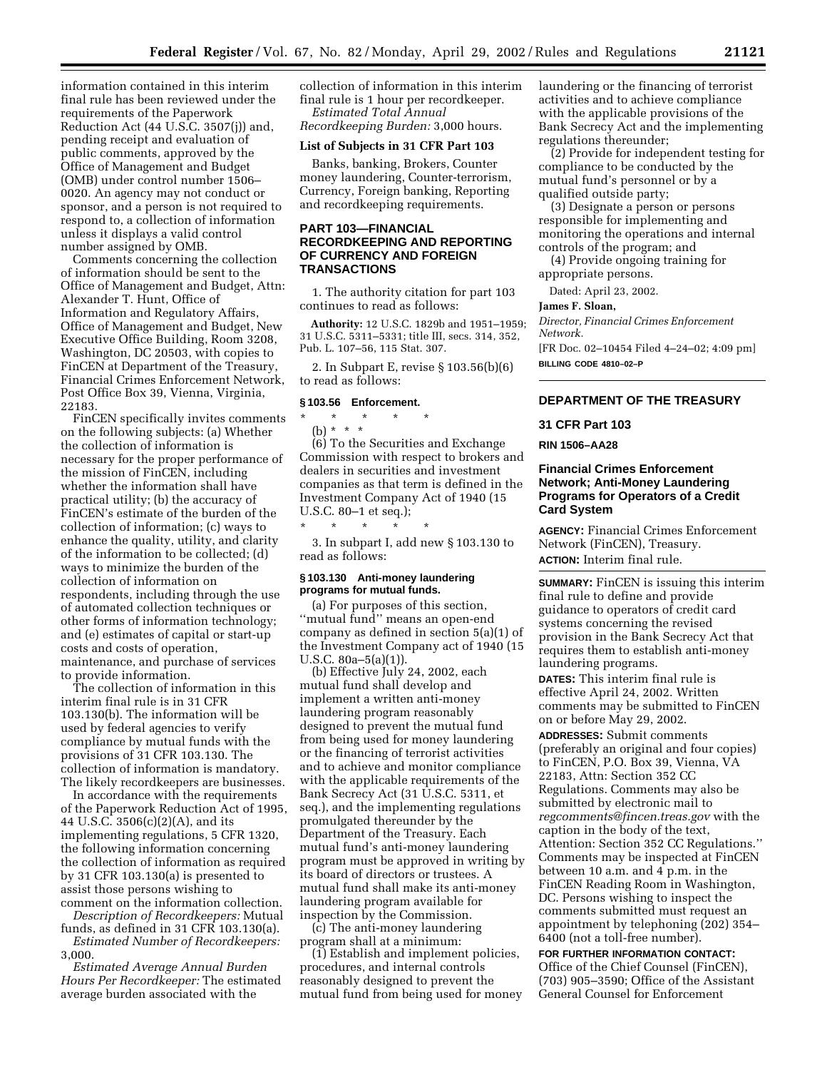information contained in this interim final rule has been reviewed under the requirements of the Paperwork Reduction Act (44 U.S.C. 3507(j)) and, pending receipt and evaluation of public comments, approved by the Office of Management and Budget (OMB) under control number 1506–0020. An agency may not conduct or sponsor, and a person is not required to respond to, a collection of information unless it displays a valid control number assigned by OMB.

Comments concerning the collection of information should be sent to the Office of Management and Budget, Attn: Alexander T. Hunt, Office of Information and Regulatory Affairs, Office of Management and Budget, New Executive Office Building, Room 3208, Washington, DC 20503, with copies to FinCEN at Department of the Treasury, Financial Crimes Enforcement Network, Post Office Box 39, Vienna, Virginia, 22183.

FinCEN specifically invites comments on the following subjects: (a) Whether the collection of information is necessary for the proper performance of the mission of FinCEN, including whether the information shall have practical utility; (b) the accuracy of FinCEN's estimate of the burden of the collection of information; (c) ways to enhance the quality, utility, and clarity of the information to be collected; (d) ways to minimize the burden of the collection of information on respondents, including through the use of automated collection techniques or other forms of information technology; and (e) estimates of capital or start-up costs and costs of operation, maintenance, and purchase of services to provide information.

The collection of information in this interim final rule is in 31 CFR 103.130(b). The information will be used by federal agencies to verify compliance by mutual funds with the provisions of 31 CFR 103.130. The collection of information is mandatory. The likely recordkeepers are businesses.

In accordance with the requirements of the Paperwork Reduction Act of 1995, 44 U.S.C. 3506(c)(2)(A), and its implementing regulations, 5 CFR 1320, the following information concerning the collection of information as required by 31 CFR 103.130(a) is presented to assist those persons wishing to comment on the information collection.

*Description of Recordkeepers:* Mutual funds, as defined in 31 CFR 103.130(a).

*Estimated Number of Recordkeepers:* 3,000.

*Estimated Average Annual Burden Hours Per Recordkeeper:* The estimated average burden associated with the collection of information in this interim final rule is 1 hour per recordkeeper.

*Estimated Total Annual Recordkeeping Burden:* 3,000 hours.

### List of Subjects in 31 CFR Part 103

Banks, banking, Brokers, Counter money laundering, Counter-terrorism, Currency, Foreign banking, Reporting and recordkeeping requirements.

## PART 103—FINANCIAL RECORDKEEPING AND REPORTING OF CURRENCY AND FOREIGN TRANSACTIONS

1. The authority citation for part 103 continues to read as follows:

**Authority:** 12 U.S.C. 1829b and 1951–1959; 31 U.S.C. 5311–5331; title III, secs. 314, 352, Pub. L. 107–56, 115 Stat. 307.

2. In Subpart E, revise § 103.56(b)(6) to read as follows:

### § 103.56 Enforcement.

\* \* \* \* \*

(b) \* \* \*

(6) To the Securities and Exchange Commission with respect to brokers and dealers in securities and investment companies as that term is defined in the Investment Company Act of 1940 (15 U.S.C. 80–1 et seq.);

\* \* \* \* \*

3. In subpart I, add new § 103.130 to read as follows:

### § 103.130 Anti-money laundering programs for mutual funds.

(a) For purposes of this section, ''mutual fund'' means an open-end company as defined in section 5(a)(1) of the Investment Company act of 1940 (15 U.S.C. 80a–5(a)(1)).

(b) Effective July 24, 2002, each mutual fund shall develop and implement a written anti-money laundering program reasonably designed to prevent the mutual fund from being used for money laundering or the financing of terrorist activities and to achieve and monitor compliance with the applicable requirements of the Bank Secrecy Act (31 U.S.C. 5311, et seq.), and the implementing regulations promulgated thereunder by the Department of the Treasury. Each mutual fund's anti-money laundering program must be approved in writing by its board of directors or trustees. A mutual fund shall make its anti-money laundering program available for inspection by the Commission.

(c) The anti-money laundering program shall at a minimum:

(1) Establish and implement policies, procedures, and internal controls reasonably designed to prevent the mutual fund from being used for money laundering or the financing of terrorist activities and to achieve compliance with the applicable provisions of the Bank Secrecy Act and the implementing regulations thereunder;

(2) Provide for independent testing for compliance to be conducted by the mutual fund's personnel or by a qualified outside party;

(3) Designate a person or persons responsible for implementing and monitoring the operations and internal controls of the program; and

(4) Provide ongoing training for appropriate persons.

Dated: April 23, 2002.

**James F. Sloan,**

*Director, Financial Crimes Enforcement Network.*

[FR Doc. 02–10454 Filed 4–24–02; 4:09 pm]

**BILLING CODE 4810–02–P**

---

## DEPARTMENT OF THE TREASURY

### 31 CFR Part 103

**RIN 1506–AA28**

## Financial Crimes Enforcement Network; Anti-Money Laundering Programs for Operators of a Credit Card System

**AGENCY:** Financial Crimes Enforcement Network (FinCEN), Treasury.

**ACTION:** Interim final rule.

**SUMMARY:** FinCEN is issuing this interim final rule to define and provide guidance to operators of credit card systems concerning the revised provision in the Bank Secrecy Act that requires them to establish anti-money laundering programs.

**DATES:** This interim final rule is effective April 24, 2002. Written comments may be submitted to FinCEN on or before May 29, 2002.

**ADDRESSES:** Submit comments (preferably an original and four copies) to FinCEN, P.O. Box 39, Vienna, VA 22183, Attn: Section 352 CC Regulations. Comments may also be submitted by electronic mail to *regcomments@fincen.treas.gov* with the caption in the body of the text, Attention: Section 352 CC Regulations.'' Comments may be inspected at FinCEN between 10 a.m. and 4 p.m. in the FinCEN Reading Room in Washington, DC. Persons wishing to inspect the comments submitted must request an appointment by telephoning (202) 354–6400 (not a toll-free number).

**FOR FURTHER INFORMATION CONTACT:** Office of the Chief Counsel (FinCEN), (703) 905–3590; Office of the Assistant General Counsel for Enforcement